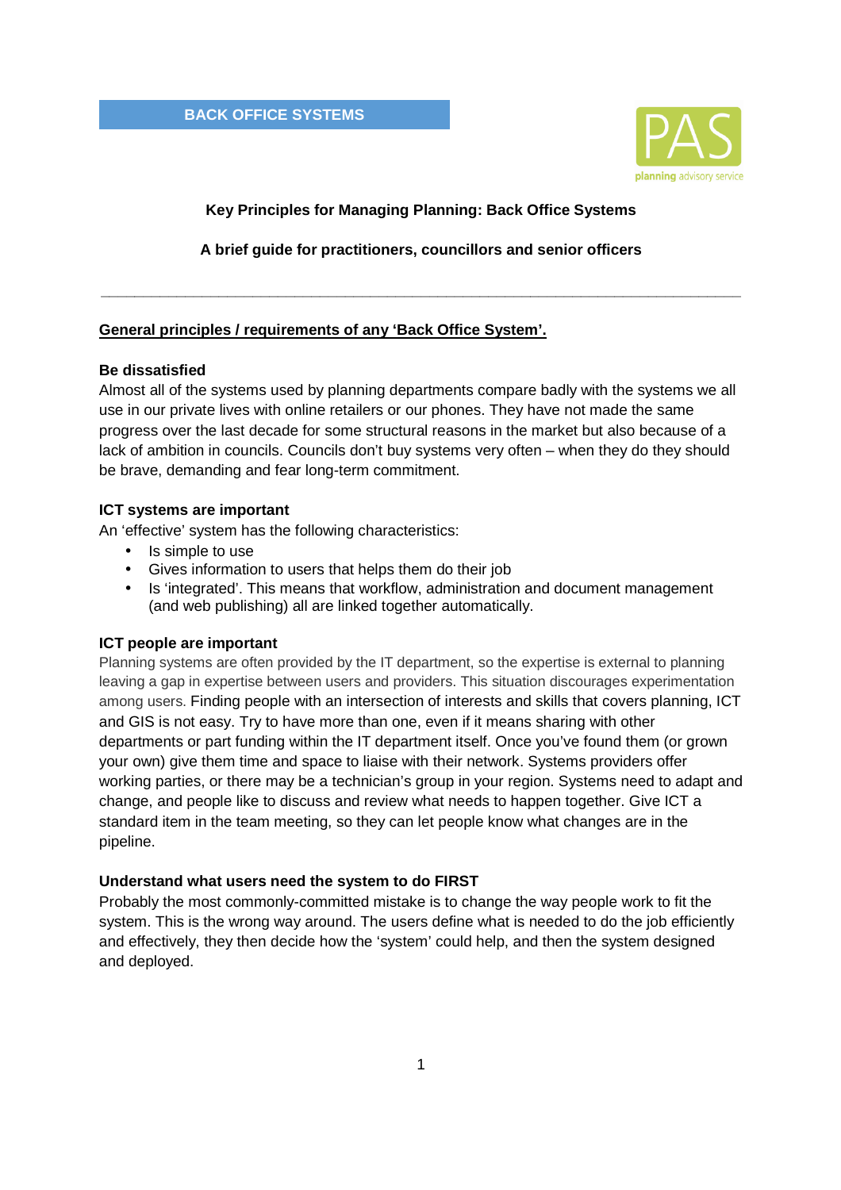BACK OFFICE SYSTEMS

PAS
planning advisory service

**Key Principles for Managing Planning: Back Office Systems**

**A brief guide for practitioners, councillors and senior officers**

---

## General principles / requirements of any 'Back Office System'.

### Be dissatisfied

Almost all of the systems used by planning departments compare badly with the systems we all use in our private lives with online retailers or our phones. They have not made the same progress over the last decade for some structural reasons in the market but also because of a lack of ambition in councils. Councils don't buy systems very often – when they do they should be brave, demanding and fear long-term commitment.

### ICT systems are important

An 'effective' system has the following characteristics:

- Is simple to use
- Gives information to users that helps them do their job
- Is 'integrated'. This means that workflow, administration and document management (and web publishing) all are linked together automatically.

### ICT people are important

Planning systems are often provided by the IT department, so the expertise is external to planning leaving a gap in expertise between users and providers. This situation discourages experimentation among users. Finding people with an intersection of interests and skills that covers planning, ICT and GIS is not easy. Try to have more than one, even if it means sharing with other departments or part funding within the IT department itself. Once you've found them (or grown your own) give them time and space to liaise with their network. Systems providers offer working parties, or there may be a technician's group in your region. Systems need to adapt and change, and people like to discuss and review what needs to happen together. Give ICT a standard item in the team meeting, so they can let people know what changes are in the pipeline.

### Understand what users need the system to do FIRST

Probably the most commonly-committed mistake is to change the way people work to fit the system. This is the wrong way around. The users define what is needed to do the job efficiently and effectively, they then decide how the 'system' could help, and then the system designed and deployed.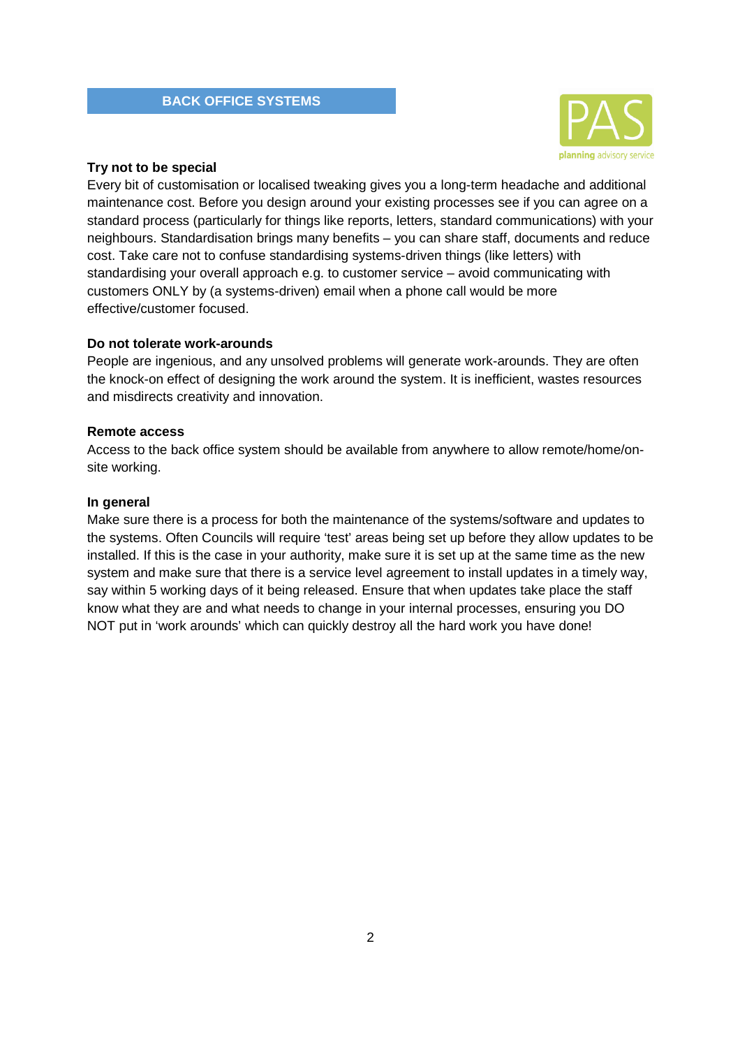## BACK OFFICE SYSTEMS

**Try not to be special**

Every bit of customisation or localised tweaking gives you a long-term headache and additional maintenance cost. Before you design around your existing processes see if you can agree on a standard process (particularly for things like reports, letters, standard communications) with your neighbours. Standardisation brings many benefits – you can share staff, documents and reduce cost. Take care not to confuse standardising systems-driven things (like letters) with standardising your overall approach e.g. to customer service – avoid communicating with customers ONLY by (a systems-driven) email when a phone call would be more effective/customer focused.

**Do not tolerate work-arounds**

People are ingenious, and any unsolved problems will generate work-arounds. They are often the knock-on effect of designing the work around the system. It is inefficient, wastes resources and misdirects creativity and innovation.

**Remote access**

Access to the back office system should be available from anywhere to allow remote/home/on-site working.

**In general**

Make sure there is a process for both the maintenance of the systems/software and updates to the systems. Often Councils will require 'test' areas being set up before they allow updates to be installed. If this is the case in your authority, make sure it is set up at the same time as the new system and make sure that there is a service level agreement to install updates in a timely way, say within 5 working days of it being released. Ensure that when updates take place the staff know what they are and what needs to change in your internal processes, ensuring you DO NOT put in 'work arounds' which can quickly destroy all the hard work you have done!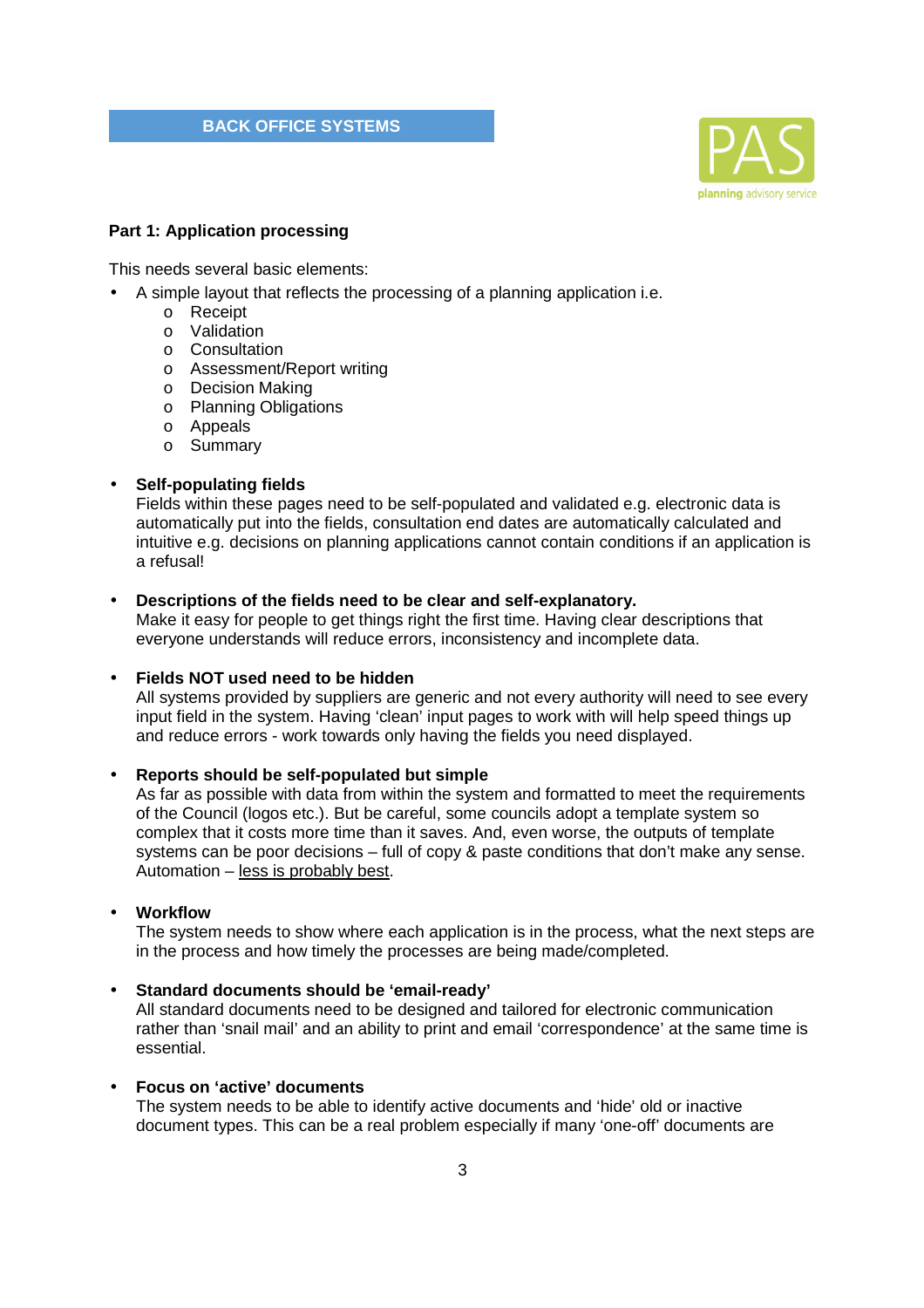BACK OFFICE SYSTEMS

**Part 1: Application processing**

This needs several basic elements:

- A simple layout that reflects the processing of a planning application i.e.
    - Receipt
    - Validation
    - Consultation
    - Assessment/Report writing
    - Decision Making
    - Planning Obligations
    - Appeals
    - Summary

- **Self-populating fields**
  Fields within these pages need to be self-populated and validated e.g. electronic data is automatically put into the fields, consultation end dates are automatically calculated and intuitive e.g. decisions on planning applications cannot contain conditions if an application is a refusal!

- **Descriptions of the fields need to be clear and self-explanatory.**
  Make it easy for people to get things right the first time. Having clear descriptions that everyone understands will reduce errors, inconsistency and incomplete data.

- **Fields NOT used need to be hidden**
  All systems provided by suppliers are generic and not every authority will need to see every input field in the system. Having 'clean' input pages to work with will help speed things up and reduce errors - work towards only having the fields you need displayed.

- **Reports should be self-populated but simple**
  As far as possible with data from within the system and formatted to meet the requirements of the Council (logos etc.). But be careful, some councils adopt a template system so complex that it costs more time than it saves. And, even worse, the outputs of template systems can be poor decisions – full of copy & paste conditions that don't make any sense. Automation – <u>less is probably best</u>.

- **Workflow**
  The system needs to show where each application is in the process, what the next steps are in the process and how timely the processes are being made/completed.

- **Standard documents should be 'email-ready'**
  All standard documents need to be designed and tailored for electronic communication rather than 'snail mail' and an ability to print and email 'correspondence' at the same time is essential.

- **Focus on 'active' documents**
  The system needs to be able to identify active documents and 'hide' old or inactive document types. This can be a real problem especially if many 'one-off' documents are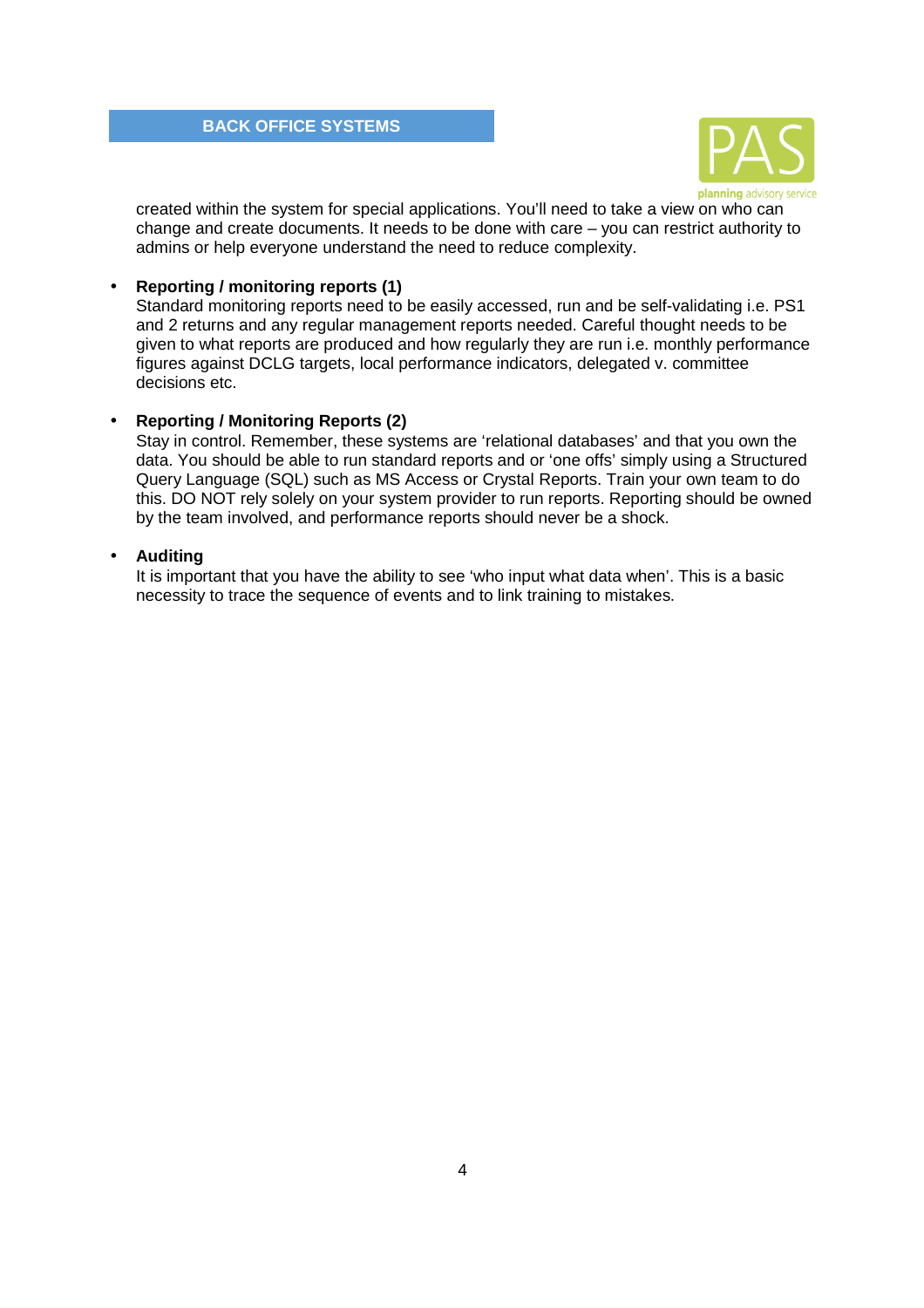created within the system for special applications. You'll need to take a view on who can change and create documents. It needs to be done with care – you can restrict authority to admins or help everyone understand the need to reduce complexity.

- **Reporting / monitoring reports (1)**
  Standard monitoring reports need to be easily accessed, run and be self-validating i.e. PS1 and 2 returns and any regular management reports needed. Careful thought needs to be given to what reports are produced and how regularly they are run i.e. monthly performance figures against DCLG targets, local performance indicators, delegated v. committee decisions etc.

- **Reporting / Monitoring Reports (2)**
  Stay in control. Remember, these systems are 'relational databases' and that you own the data. You should be able to run standard reports and or 'one offs' simply using a Structured Query Language (SQL) such as MS Access or Crystal Reports. Train your own team to do this. DO NOT rely solely on your system provider to run reports. Reporting should be owned by the team involved, and performance reports should never be a shock.

- **Auditing**
  It is important that you have the ability to see 'who input what data when'. This is a basic necessity to trace the sequence of events and to link training to mistakes.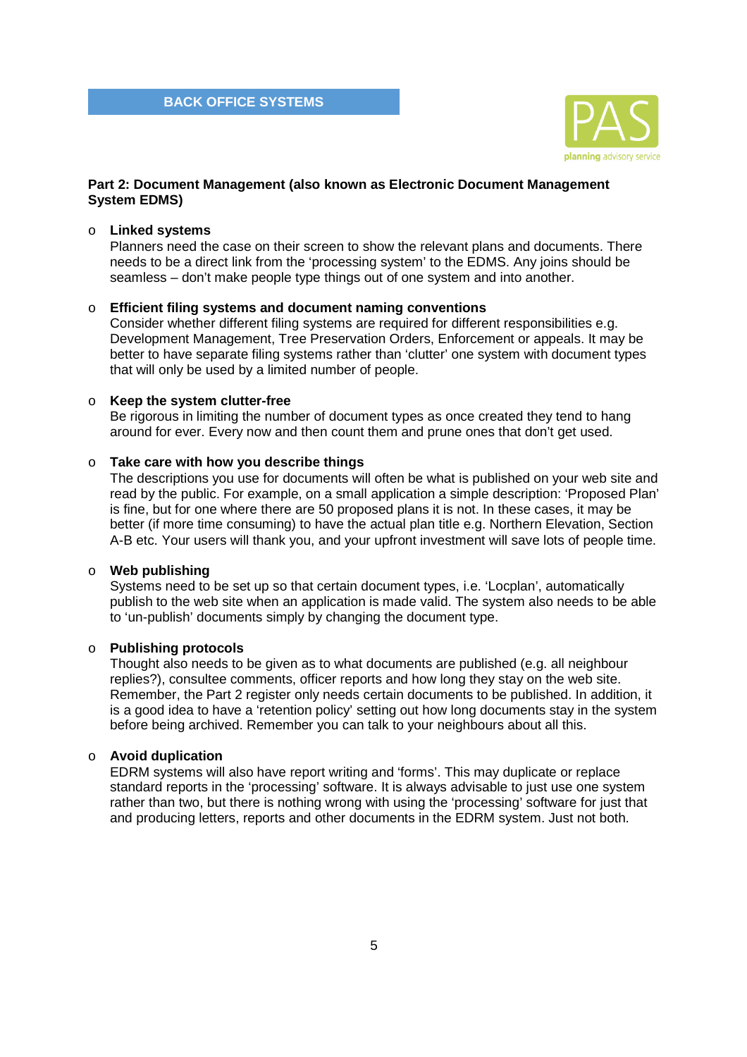**Part 2: Document Management (also known as Electronic Document Management System EDMS)**

- **Linked systems**
  Planners need the case on their screen to show the relevant plans and documents. There needs to be a direct link from the 'processing system' to the EDMS. Any joins should be seamless – don't make people type things out of one system and into another.

- **Efficient filing systems and document naming conventions**
  Consider whether different filing systems are required for different responsibilities e.g. Development Management, Tree Preservation Orders, Enforcement or appeals. It may be better to have separate filing systems rather than 'clutter' one system with document types that will only be used by a limited number of people.

- **Keep the system clutter-free**
  Be rigorous in limiting the number of document types as once created they tend to hang around for ever. Every now and then count them and prune ones that don't get used.

- **Take care with how you describe things**
  The descriptions you use for documents will often be what is published on your web site and read by the public. For example, on a small application a simple description: 'Proposed Plan' is fine, but for one where there are 50 proposed plans it is not. In these cases, it may be better (if more time consuming) to have the actual plan title e.g. Northern Elevation, Section A-B etc. Your users will thank you, and your upfront investment will save lots of people time.

- **Web publishing**
  Systems need to be set up so that certain document types, i.e. 'Locplan', automatically publish to the web site when an application is made valid. The system also needs to be able to 'un-publish' documents simply by changing the document type.

- **Publishing protocols**
  Thought also needs to be given as to what documents are published (e.g. all neighbour replies?), consultee comments, officer reports and how long they stay on the web site. Remember, the Part 2 register only needs certain documents to be published. In addition, it is a good idea to have a 'retention policy' setting out how long documents stay in the system before being archived. Remember you can talk to your neighbours about all this.

- **Avoid duplication**
  EDRM systems will also have report writing and 'forms'. This may duplicate or replace standard reports in the 'processing' software. It is always advisable to just use one system rather than two, but there is nothing wrong with using the 'processing' software for just that and producing letters, reports and other documents in the EDRM system. Just not both.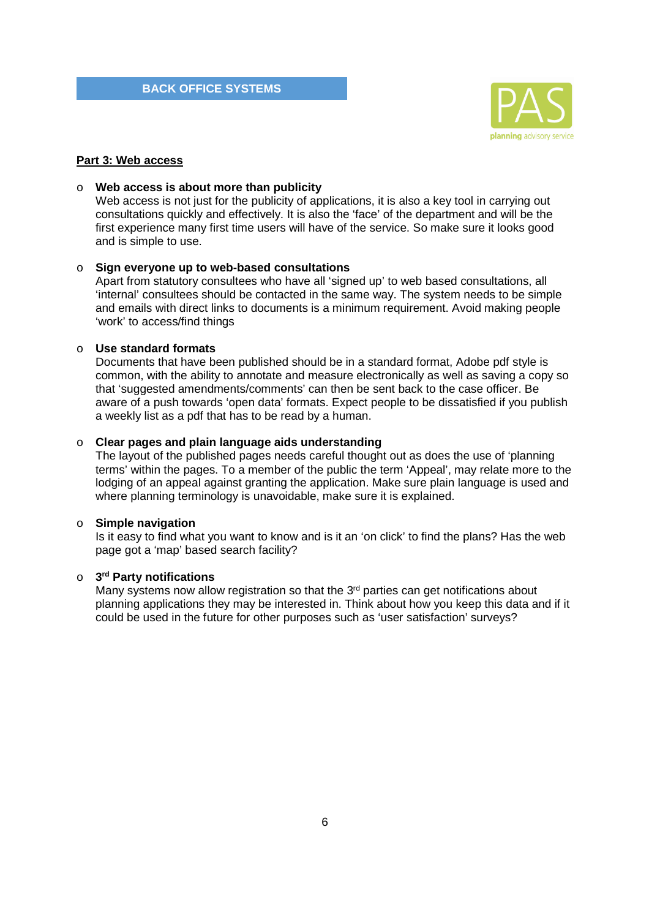**Part 3: Web access**

- **Web access is about more than publicity**
  Web access is not just for the publicity of applications, it is also a key tool in carrying out consultations quickly and effectively. It is also the 'face' of the department and will be the first experience many first time users will have of the service. So make sure it looks good and is simple to use.

- **Sign everyone up to web-based consultations**
  Apart from statutory consultees who have all 'signed up' to web based consultations, all 'internal' consultees should be contacted in the same way. The system needs to be simple and emails with direct links to documents is a minimum requirement. Avoid making people 'work' to access/find things

- **Use standard formats**
  Documents that have been published should be in a standard format, Adobe pdf style is common, with the ability to annotate and measure electronically as well as saving a copy so that 'suggested amendments/comments' can then be sent back to the case officer. Be aware of a push towards 'open data' formats. Expect people to be dissatisfied if you publish a weekly list as a pdf that has to be read by a human.

- **Clear pages and plain language aids understanding**
  The layout of the published pages needs careful thought out as does the use of 'planning terms' within the pages. To a member of the public the term 'Appeal', may relate more to the lodging of an appeal against granting the application. Make sure plain language is used and where planning terminology is unavoidable, make sure it is explained.

- **Simple navigation**
  Is it easy to find what you want to know and is it an 'on click' to find the plans? Has the web page got a 'map' based search facility?

- **3rd Party notifications**
  Many systems now allow registration so that the 3rd parties can get notifications about planning applications they may be interested in. Think about how you keep this data and if it could be used in the future for other purposes such as 'user satisfaction' surveys?